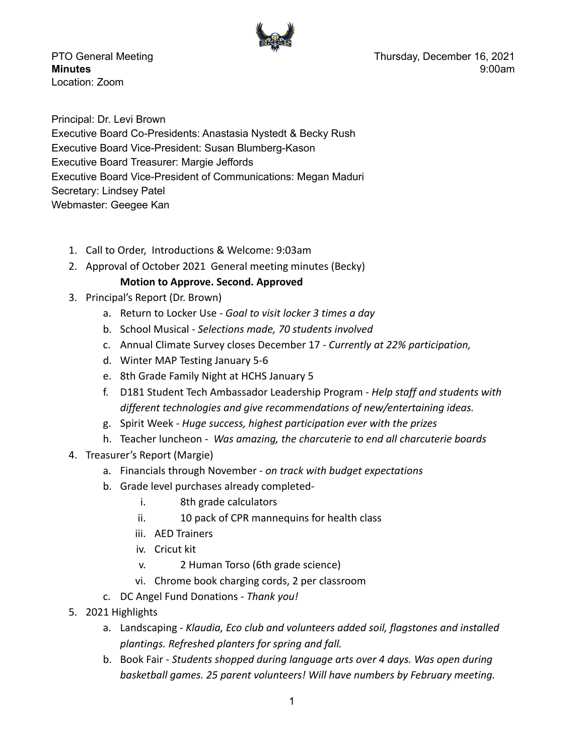PTO General Meeting
**Minutes**
Location: Zoom

Thursday, December 16, 2021
9:00am

Principal: Dr. Levi Brown
Executive Board Co-Presidents: Anastasia Nystedt & Becky Rush
Executive Board Vice-President: Susan Blumberg-Kason
Executive Board Treasurer: Margie Jeffords
Executive Board Vice-President of Communications: Megan Maduri
Secretary: Lindsey Patel
Webmaster: Geegee Kan

1. Call to Order, Introductions & Welcome: 9:03am
2. Approval of October 2021 General meeting minutes (Becky)
   **Motion to Approve. Second. Approved**
3. Principal's Report (Dr. Brown)
   a. Return to Locker Use - *Goal to visit locker 3 times a day*
   b. School Musical - *Selections made, 70 students involved*
   c. Annual Climate Survey closes December 17 - *Currently at 22% participation,*
   d. Winter MAP Testing January 5-6
   e. 8th Grade Family Night at HCHS January 5
   f. D181 Student Tech Ambassador Leadership Program - *Help staff and students with different technologies and give recommendations of new/entertaining ideas.*
   g. Spirit Week - *Huge success, highest participation ever with the prizes*
   h. Teacher luncheon - *Was amazing, the charcuterie to end all charcuterie boards*
4. Treasurer's Report (Margie)
   a. Financials through November - *on track with budget expectations*
   b. Grade level purchases already completed-
      i. 8th grade calculators
      ii. 10 pack of CPR mannequins for health class
      iii. AED Trainers
      iv. Cricut kit
      v. 2 Human Torso (6th grade science)
      vi. Chrome book charging cords, 2 per classroom
   c. DC Angel Fund Donations - *Thank you!*
5. 2021 Highlights
   a. Landscaping - *Klaudia, Eco club and volunteers added soil, flagstones and installed plantings. Refreshed planters for spring and fall.*
   b. Book Fair - *Students shopped during language arts over 4 days. Was open during basketball games. 25 parent volunteers! Will have numbers by February meeting.*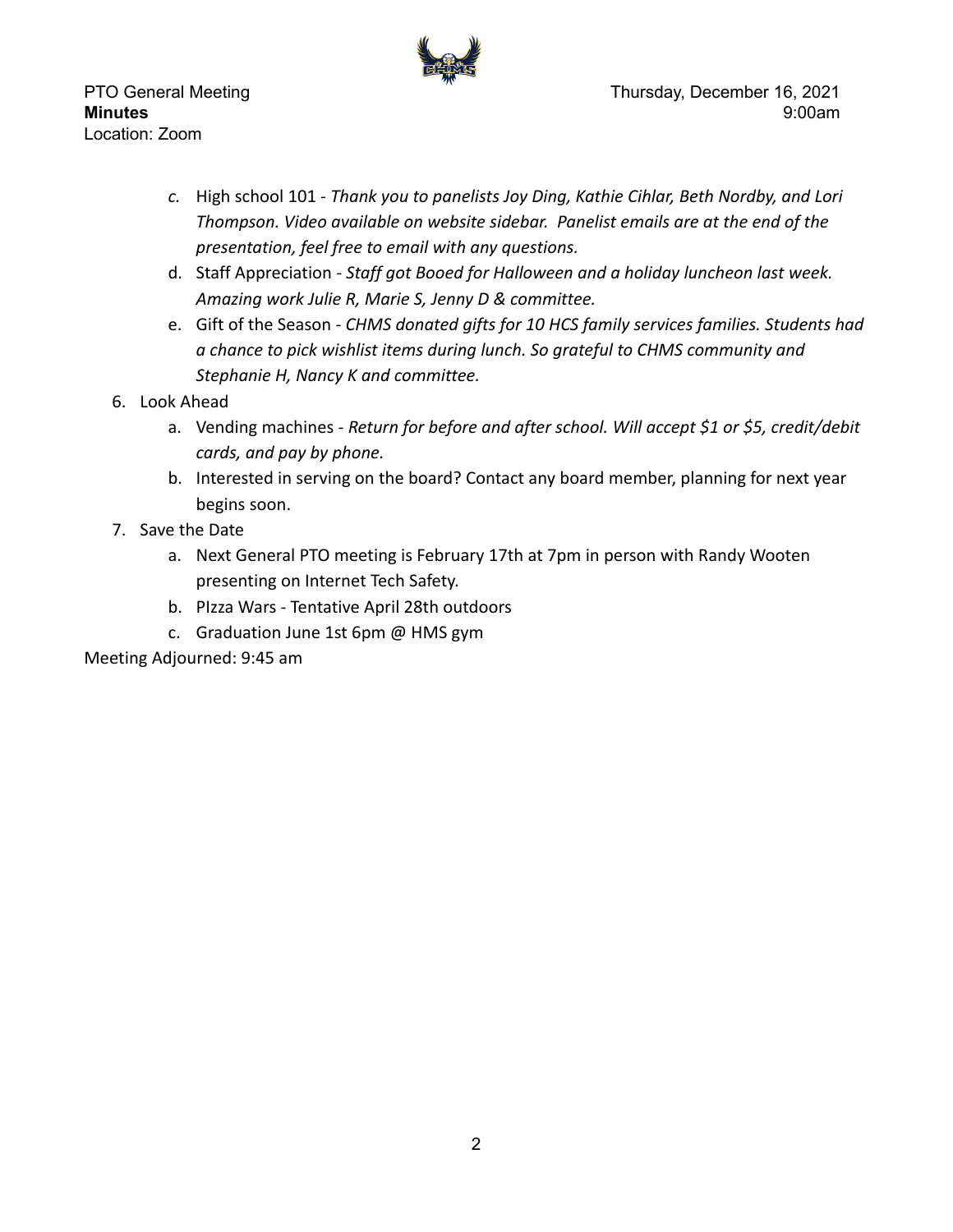PTO General Meeting
**Minutes**
Location: Zoom

Thursday, December 16, 2021
9:00am

   c. High school 101 - *Thank you to panelists Joy Ding, Kathie Cihlar, Beth Nordby, and Lori Thompson. Video available on website sidebar. Panelist emails are at the end of the presentation, feel free to email with any questions.*
   d. Staff Appreciation - *Staff got Booed for Halloween and a holiday luncheon last week. Amazing work Julie R, Marie S, Jenny D & committee.*
   e. Gift of the Season - *CHMS donated gifts for 10 HCS family services families. Students had a chance to pick wishlist items during lunch. So grateful to CHMS community and Stephanie H, Nancy K and committee.*

6. Look Ahead
   a. Vending machines - *Return for before and after school. Will accept $1 or $5, credit/debit cards, and pay by phone.*
   b. Interested in serving on the board? Contact any board member, planning for next year begins soon.
7. Save the Date
   a. Next General PTO meeting is February 17th at 7pm in person with Randy Wooten presenting on Internet Tech Safety.
   b. PIzza Wars - Tentative April 28th outdoors
   c. Graduation June 1st 6pm @ HMS gym

Meeting Adjourned: 9:45 am